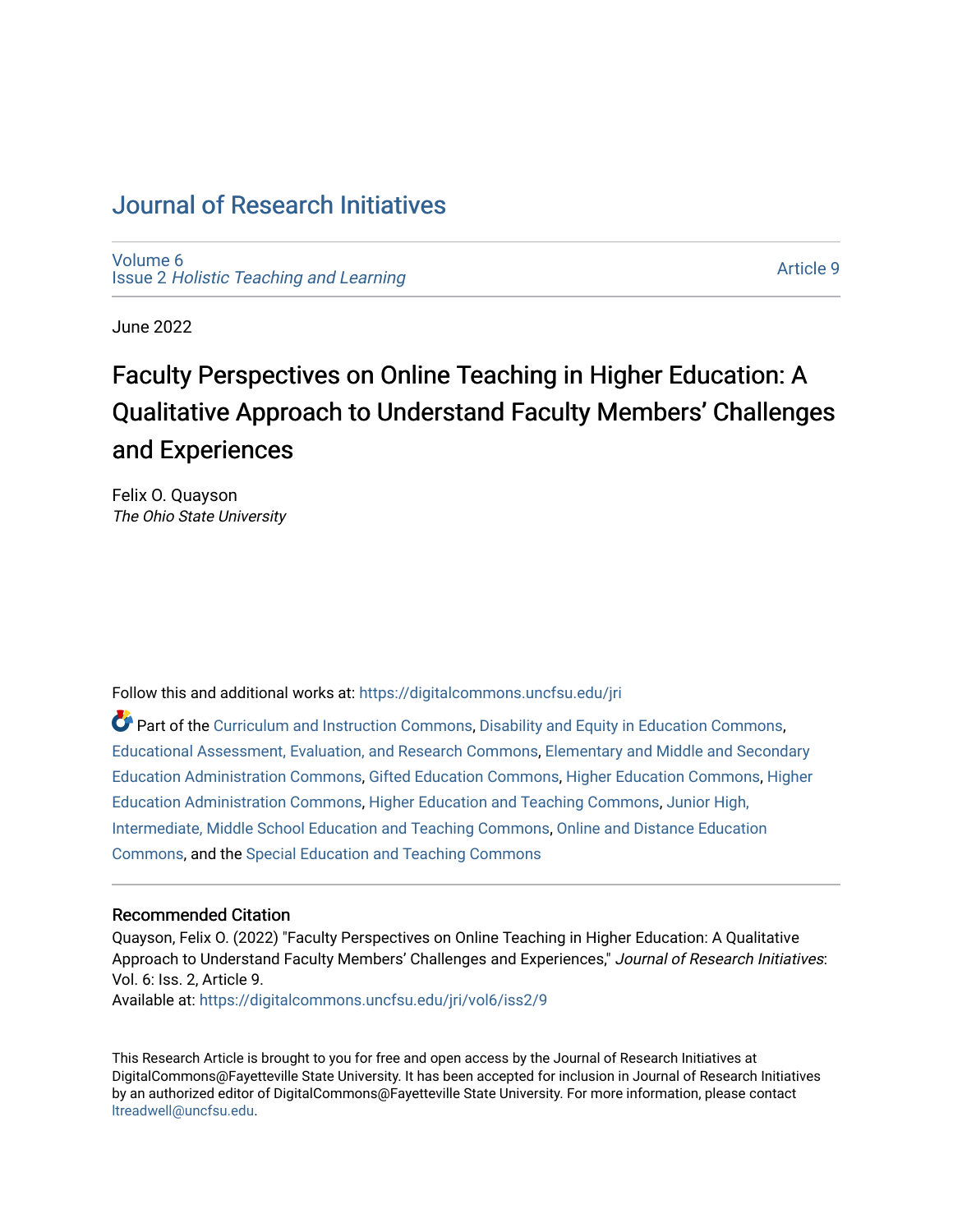# Journal of Research Initiatives

Volume 6
Issue 2 *Holistic Teaching and Learning*

Article 9

June 2022

## Faculty Perspectives on Online Teaching in Higher Education: A Qualitative Approach to Understand Faculty Members' Challenges and Experiences

Felix O. Quayson
*The Ohio State University*

Follow this and additional works at: https://digitalcommons.uncfsu.edu/jri

Part of the Curriculum and Instruction Commons, Disability and Equity in Education Commons, Educational Assessment, Evaluation, and Research Commons, Elementary and Middle and Secondary Education Administration Commons, Gifted Education Commons, Higher Education Commons, Higher Education Administration Commons, Higher Education and Teaching Commons, Junior High, Intermediate, Middle School Education and Teaching Commons, Online and Distance Education Commons, and the Special Education and Teaching Commons

### Recommended Citation

Quayson, Felix O. (2022) "Faculty Perspectives on Online Teaching in Higher Education: A Qualitative Approach to Understand Faculty Members' Challenges and Experiences," *Journal of Research Initiatives*: Vol. 6: Iss. 2, Article 9.
Available at: https://digitalcommons.uncfsu.edu/jri/vol6/iss2/9

This Research Article is brought to you for free and open access by the Journal of Research Initiatives at DigitalCommons@Fayetteville State University. It has been accepted for inclusion in Journal of Research Initiatives by an authorized editor of DigitalCommons@Fayetteville State University. For more information, please contact ltreadwell@uncfsu.edu.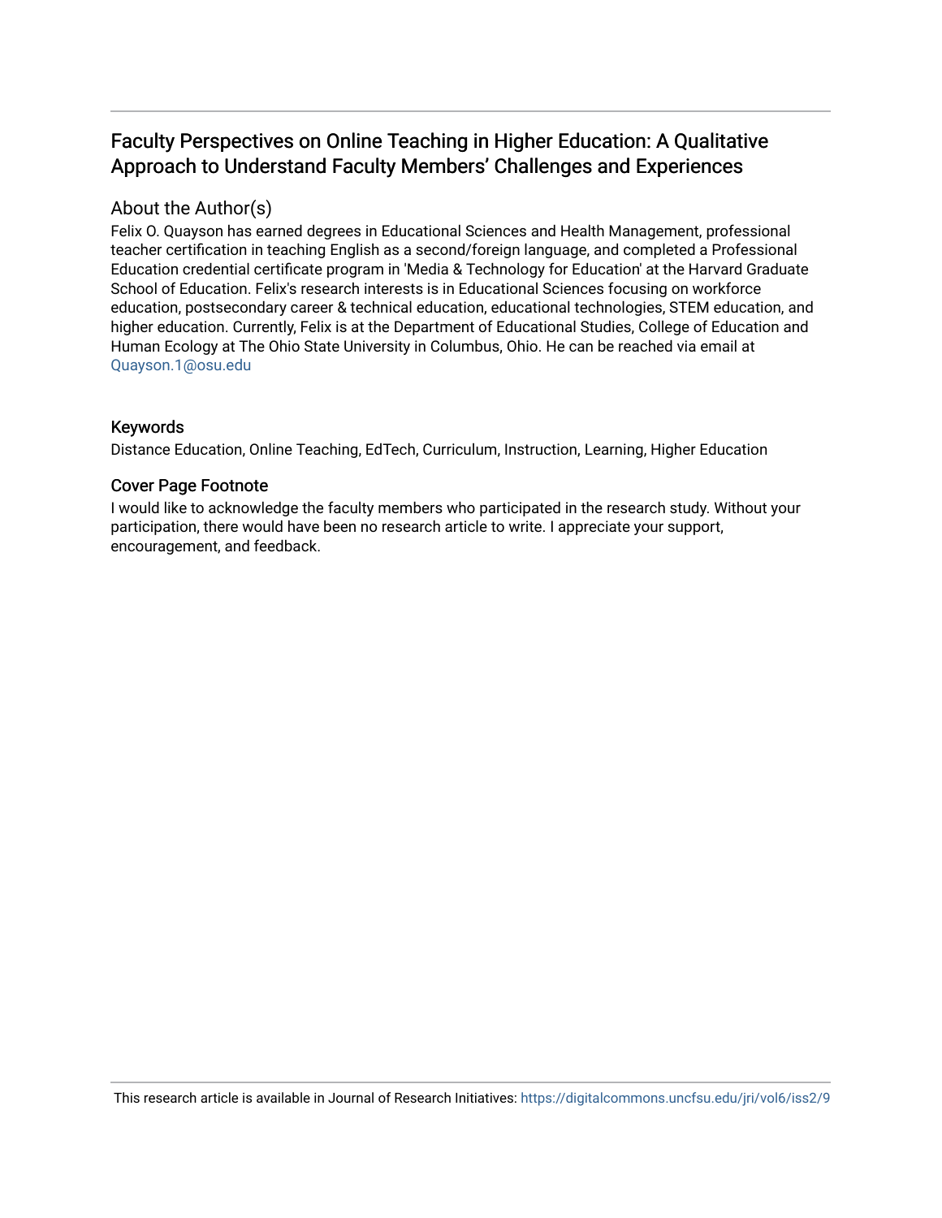# Faculty Perspectives on Online Teaching in Higher Education: A Qualitative Approach to Understand Faculty Members' Challenges and Experiences

## About the Author(s)

Felix O. Quayson has earned degrees in Educational Sciences and Health Management, professional teacher certification in teaching English as a second/foreign language, and completed a Professional Education credential certificate program in 'Media & Technology for Education' at the Harvard Graduate School of Education. Felix's research interests is in Educational Sciences focusing on workforce education, postsecondary career & technical education, educational technologies, STEM education, and higher education. Currently, Felix is at the Department of Educational Studies, College of Education and Human Ecology at The Ohio State University in Columbus, Ohio. He can be reached via email at Quayson.1@osu.edu

## Keywords

Distance Education, Online Teaching, EdTech, Curriculum, Instruction, Learning, Higher Education

## Cover Page Footnote

I would like to acknowledge the faculty members who participated in the research study. Without your participation, there would have been no research article to write. I appreciate your support, encouragement, and feedback.

This research article is available in Journal of Research Initiatives: https://digitalcommons.uncfsu.edu/jri/vol6/iss2/9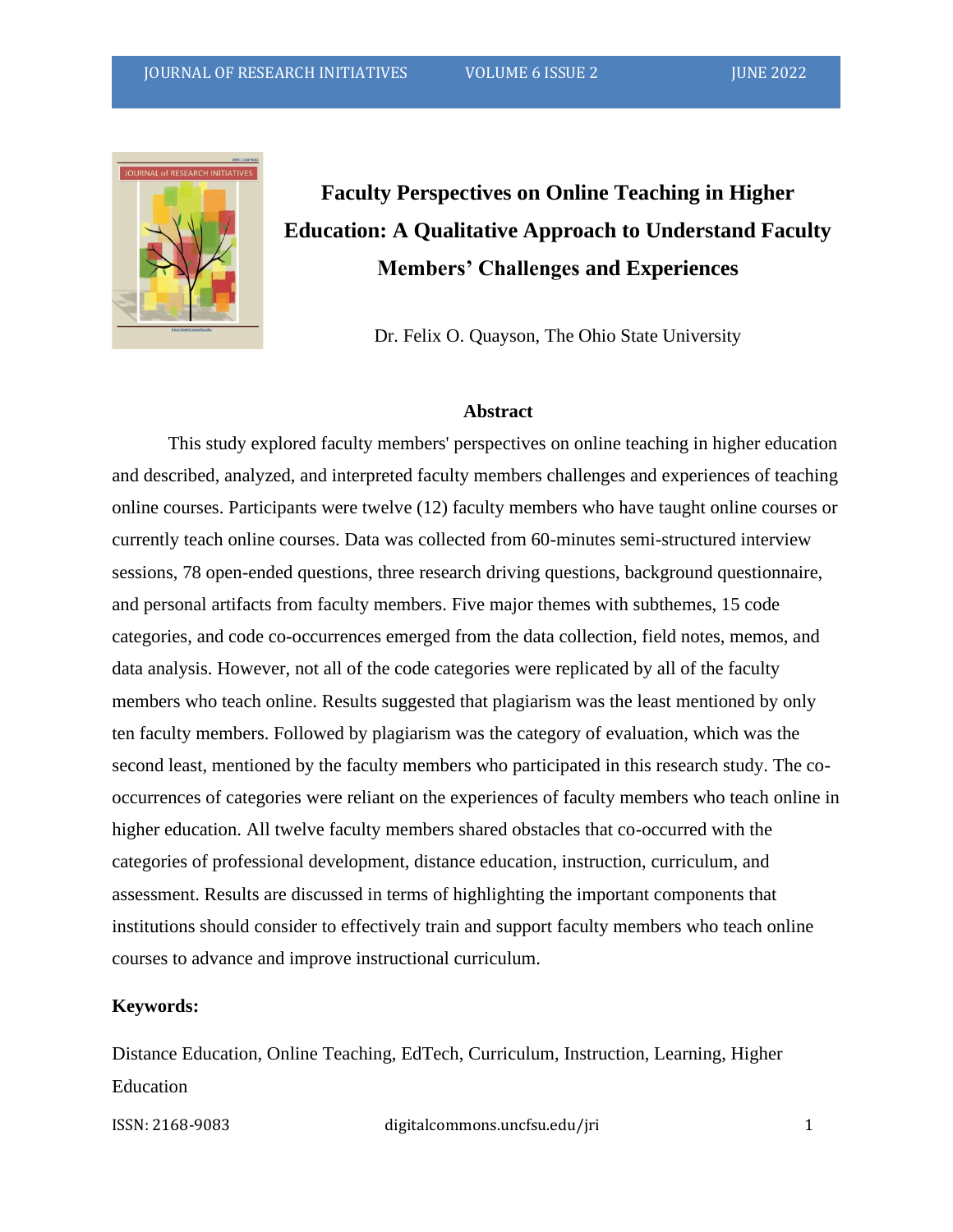# Faculty Perspectives on Online Teaching in Higher Education: A Qualitative Approach to Understand Faculty Members' Challenges and Experiences

Dr. Felix O. Quayson, The Ohio State University

## Abstract

This study explored faculty members' perspectives on online teaching in higher education and described, analyzed, and interpreted faculty members challenges and experiences of teaching online courses. Participants were twelve (12) faculty members who have taught online courses or currently teach online courses. Data was collected from 60-minutes semi-structured interview sessions, 78 open-ended questions, three research driving questions, background questionnaire, and personal artifacts from faculty members. Five major themes with subthemes, 15 code categories, and code co-occurrences emerged from the data collection, field notes, memos, and data analysis. However, not all of the code categories were replicated by all of the faculty members who teach online. Results suggested that plagiarism was the least mentioned by only ten faculty members. Followed by plagiarism was the category of evaluation, which was the second least, mentioned by the faculty members who participated in this research study. The co-occurrences of categories were reliant on the experiences of faculty members who teach online in higher education. All twelve faculty members shared obstacles that co-occurred with the categories of professional development, distance education, instruction, curriculum, and assessment. Results are discussed in terms of highlighting the important components that institutions should consider to effectively train and support faculty members who teach online courses to advance and improve instructional curriculum.

**Keywords:**

Distance Education, Online Teaching, EdTech, Curriculum, Instruction, Learning, Higher Education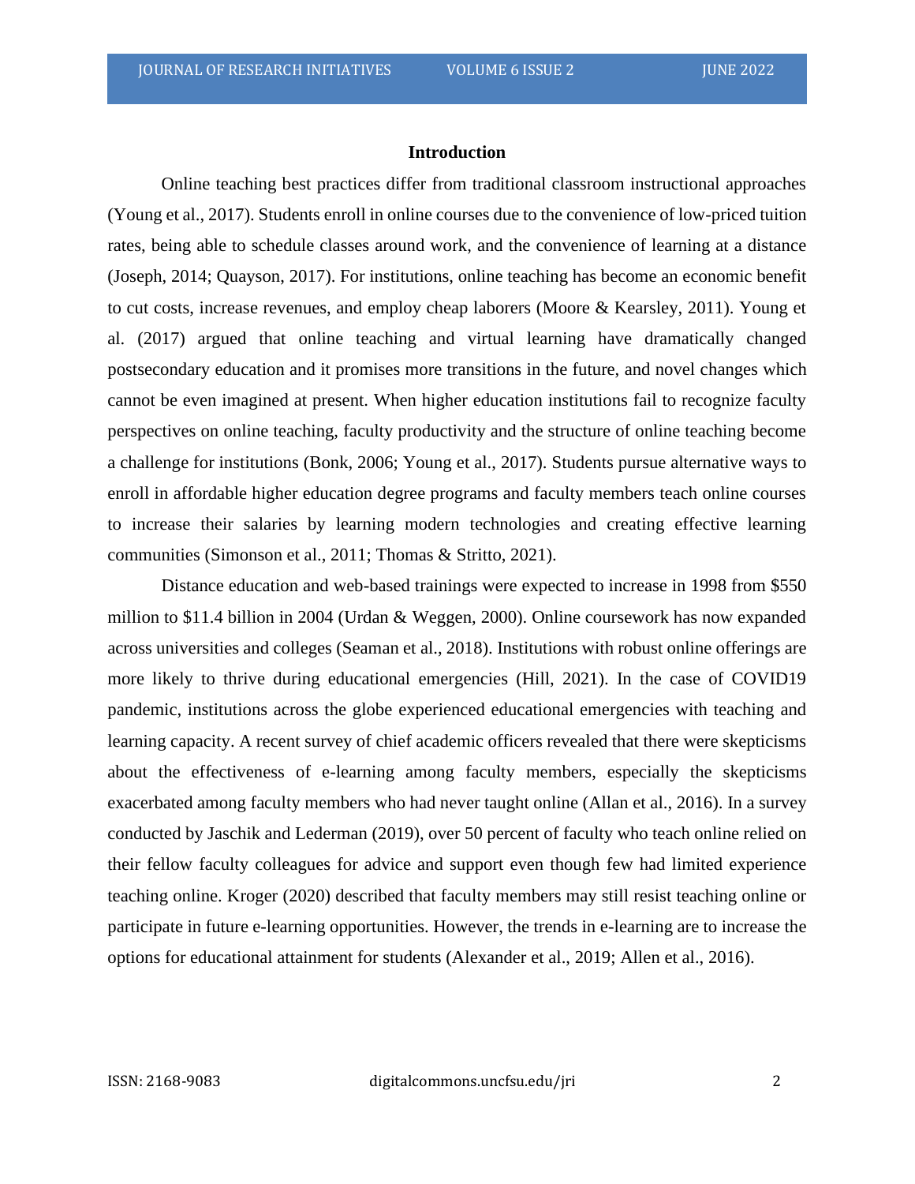## Introduction

Online teaching best practices differ from traditional classroom instructional approaches (Young et al., 2017). Students enroll in online courses due to the convenience of low-priced tuition rates, being able to schedule classes around work, and the convenience of learning at a distance (Joseph, 2014; Quayson, 2017). For institutions, online teaching has become an economic benefit to cut costs, increase revenues, and employ cheap laborers (Moore & Kearsley, 2011). Young et al. (2017) argued that online teaching and virtual learning have dramatically changed postsecondary education and it promises more transitions in the future, and novel changes which cannot be even imagined at present. When higher education institutions fail to recognize faculty perspectives on online teaching, faculty productivity and the structure of online teaching become a challenge for institutions (Bonk, 2006; Young et al., 2017). Students pursue alternative ways to enroll in affordable higher education degree programs and faculty members teach online courses to increase their salaries by learning modern technologies and creating effective learning communities (Simonson et al., 2011; Thomas & Stritto, 2021).

Distance education and web-based trainings were expected to increase in 1998 from $550 million to $11.4 billion in 2004 (Urdan & Weggen, 2000). Online coursework has now expanded across universities and colleges (Seaman et al., 2018). Institutions with robust online offerings are more likely to thrive during educational emergencies (Hill, 2021). In the case of COVID19 pandemic, institutions across the globe experienced educational emergencies with teaching and learning capacity. A recent survey of chief academic officers revealed that there were skepticisms about the effectiveness of e-learning among faculty members, especially the skepticisms exacerbated among faculty members who had never taught online (Allan et al., 2016). In a survey conducted by Jaschik and Lederman (2019), over 50 percent of faculty who teach online relied on their fellow faculty colleagues for advice and support even though few had limited experience teaching online. Kroger (2020) described that faculty members may still resist teaching online or participate in future e-learning opportunities. However, the trends in e-learning are to increase the options for educational attainment for students (Alexander et al., 2019; Allen et al., 2016).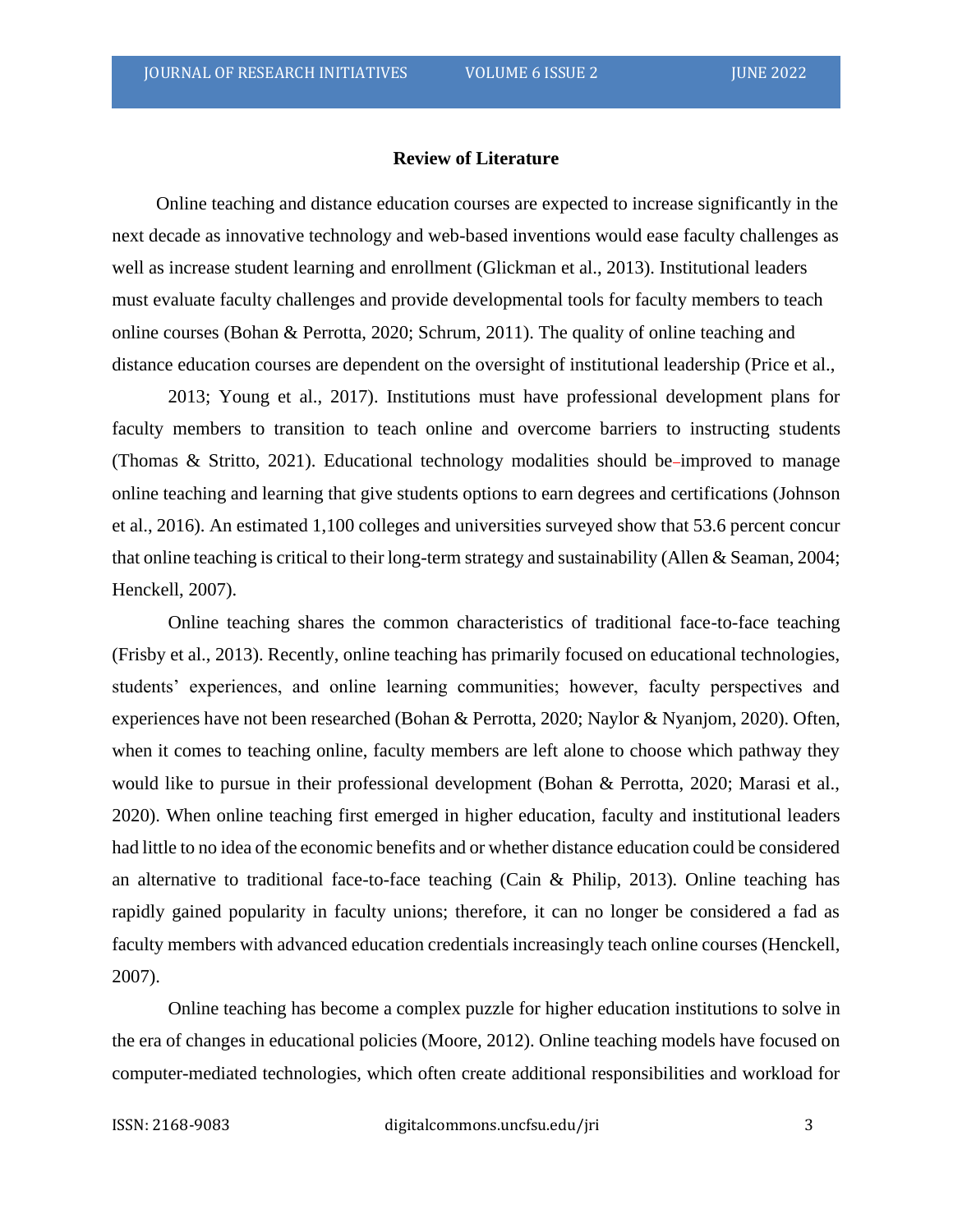## Review of Literature

Online teaching and distance education courses are expected to increase significantly in the next decade as innovative technology and web-based inventions would ease faculty challenges as well as increase student learning and enrollment (Glickman et al., 2013). Institutional leaders must evaluate faculty challenges and provide developmental tools for faculty members to teach online courses (Bohan & Perrotta, 2020; Schrum, 2011). The quality of online teaching and distance education courses are dependent on the oversight of institutional leadership (Price et al., 2013; Young et al., 2017). Institutions must have professional development plans for faculty members to transition to teach online and overcome barriers to instructing students (Thomas & Stritto, 2021). Educational technology modalities should be improved to manage online teaching and learning that give students options to earn degrees and certifications (Johnson et al., 2016). An estimated 1,100 colleges and universities surveyed show that 53.6 percent concur that online teaching is critical to their long-term strategy and sustainability (Allen & Seaman, 2004; Henckell, 2007).

Online teaching shares the common characteristics of traditional face-to-face teaching (Frisby et al., 2013). Recently, online teaching has primarily focused on educational technologies, students' experiences, and online learning communities; however, faculty perspectives and experiences have not been researched (Bohan & Perrotta, 2020; Naylor & Nyanjom, 2020). Often, when it comes to teaching online, faculty members are left alone to choose which pathway they would like to pursue in their professional development (Bohan & Perrotta, 2020; Marasi et al., 2020). When online teaching first emerged in higher education, faculty and institutional leaders had little to no idea of the economic benefits and or whether distance education could be considered an alternative to traditional face-to-face teaching (Cain & Philip, 2013). Online teaching has rapidly gained popularity in faculty unions; therefore, it can no longer be considered a fad as faculty members with advanced education credentials increasingly teach online courses (Henckell, 2007).

Online teaching has become a complex puzzle for higher education institutions to solve in the era of changes in educational policies (Moore, 2012). Online teaching models have focused on computer-mediated technologies, which often create additional responsibilities and workload for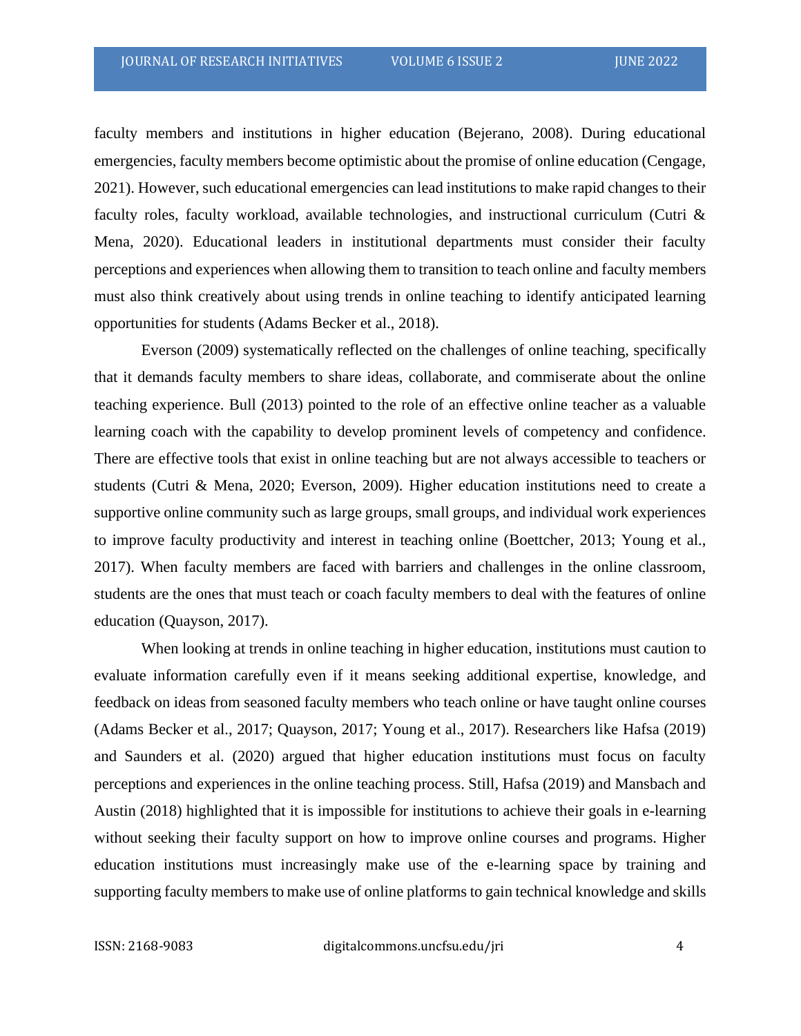faculty members and institutions in higher education (Bejerano, 2008). During educational emergencies, faculty members become optimistic about the promise of online education (Cengage, 2021). However, such educational emergencies can lead institutions to make rapid changes to their faculty roles, faculty workload, available technologies, and instructional curriculum (Cutri & Mena, 2020). Educational leaders in institutional departments must consider their faculty perceptions and experiences when allowing them to transition to teach online and faculty members must also think creatively about using trends in online teaching to identify anticipated learning opportunities for students (Adams Becker et al., 2018).

Everson (2009) systematically reflected on the challenges of online teaching, specifically that it demands faculty members to share ideas, collaborate, and commiserate about the online teaching experience. Bull (2013) pointed to the role of an effective online teacher as a valuable learning coach with the capability to develop prominent levels of competency and confidence. There are effective tools that exist in online teaching but are not always accessible to teachers or students (Cutri & Mena, 2020; Everson, 2009). Higher education institutions need to create a supportive online community such as large groups, small groups, and individual work experiences to improve faculty productivity and interest in teaching online (Boettcher, 2013; Young et al., 2017). When faculty members are faced with barriers and challenges in the online classroom, students are the ones that must teach or coach faculty members to deal with the features of online education (Quayson, 2017).

When looking at trends in online teaching in higher education, institutions must caution to evaluate information carefully even if it means seeking additional expertise, knowledge, and feedback on ideas from seasoned faculty members who teach online or have taught online courses (Adams Becker et al., 2017; Quayson, 2017; Young et al., 2017). Researchers like Hafsa (2019) and Saunders et al. (2020) argued that higher education institutions must focus on faculty perceptions and experiences in the online teaching process. Still, Hafsa (2019) and Mansbach and Austin (2018) highlighted that it is impossible for institutions to achieve their goals in e-learning without seeking their faculty support on how to improve online courses and programs. Higher education institutions must increasingly make use of the e-learning space by training and supporting faculty members to make use of online platforms to gain technical knowledge and skills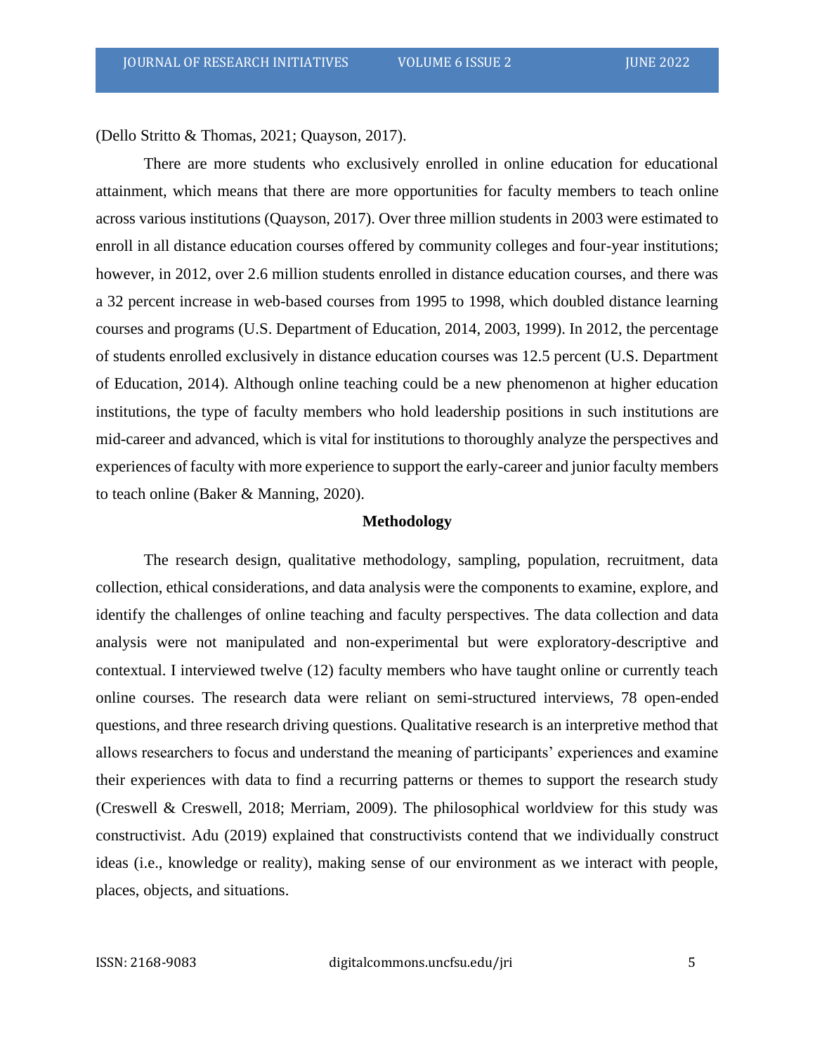(Dello Stritto & Thomas, 2021; Quayson, 2017).

There are more students who exclusively enrolled in online education for educational attainment, which means that there are more opportunities for faculty members to teach online across various institutions (Quayson, 2017). Over three million students in 2003 were estimated to enroll in all distance education courses offered by community colleges and four-year institutions; however, in 2012, over 2.6 million students enrolled in distance education courses, and there was a 32 percent increase in web-based courses from 1995 to 1998, which doubled distance learning courses and programs (U.S. Department of Education, 2014, 2003, 1999). In 2012, the percentage of students enrolled exclusively in distance education courses was 12.5 percent (U.S. Department of Education, 2014). Although online teaching could be a new phenomenon at higher education institutions, the type of faculty members who hold leadership positions in such institutions are mid-career and advanced, which is vital for institutions to thoroughly analyze the perspectives and experiences of faculty with more experience to support the early-career and junior faculty members to teach online (Baker & Manning, 2020).

## Methodology

The research design, qualitative methodology, sampling, population, recruitment, data collection, ethical considerations, and data analysis were the components to examine, explore, and identify the challenges of online teaching and faculty perspectives. The data collection and data analysis were not manipulated and non-experimental but were exploratory-descriptive and contextual. I interviewed twelve (12) faculty members who have taught online or currently teach online courses. The research data were reliant on semi-structured interviews, 78 open-ended questions, and three research driving questions. Qualitative research is an interpretive method that allows researchers to focus and understand the meaning of participants' experiences and examine their experiences with data to find a recurring patterns or themes to support the research study (Creswell & Creswell, 2018; Merriam, 2009). The philosophical worldview for this study was constructivist. Adu (2019) explained that constructivists contend that we individually construct ideas (i.e., knowledge or reality), making sense of our environment as we interact with people, places, objects, and situations.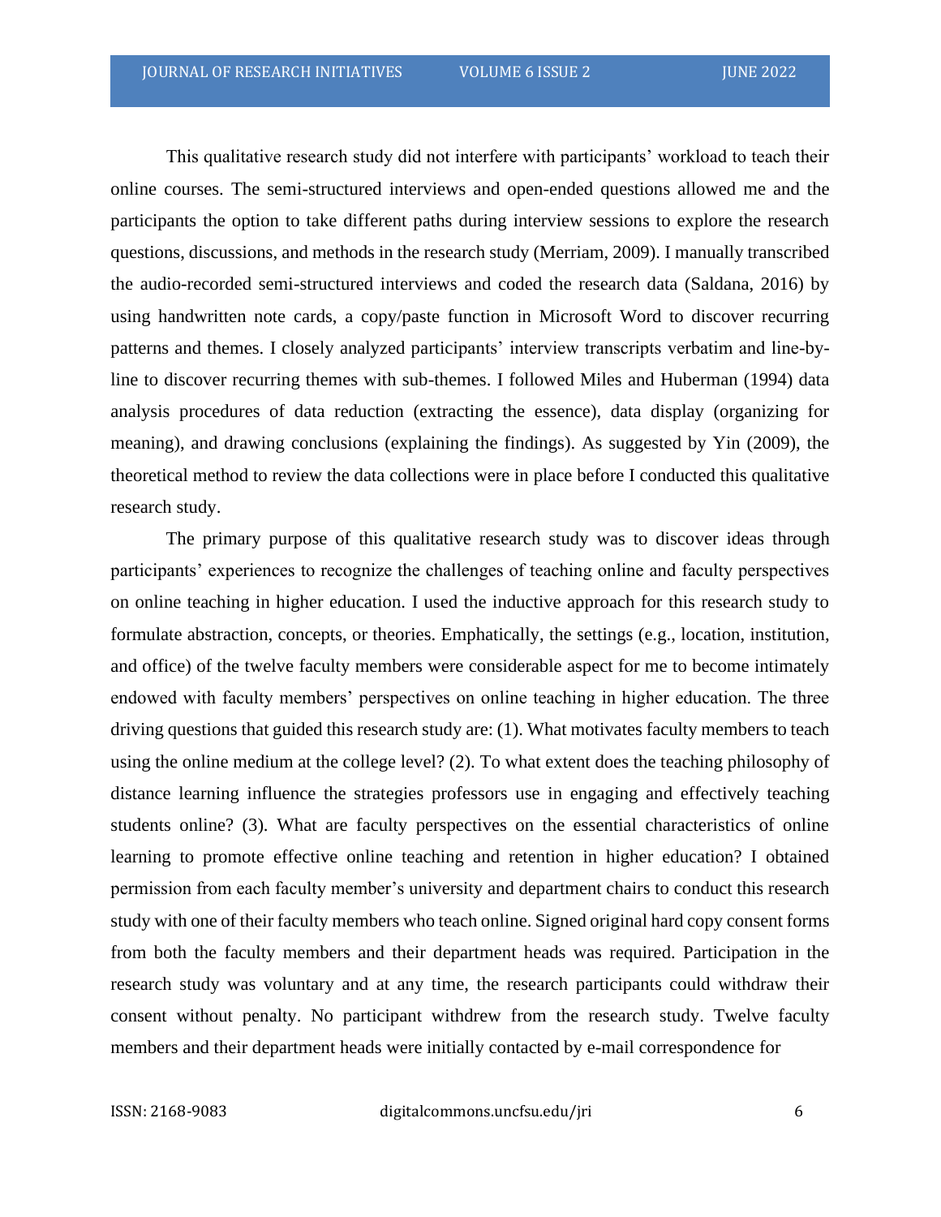This qualitative research study did not interfere with participants' workload to teach their online courses. The semi-structured interviews and open-ended questions allowed me and the participants the option to take different paths during interview sessions to explore the research questions, discussions, and methods in the research study (Merriam, 2009). I manually transcribed the audio-recorded semi-structured interviews and coded the research data (Saldana, 2016) by using handwritten note cards, a copy/paste function in Microsoft Word to discover recurring patterns and themes. I closely analyzed participants' interview transcripts verbatim and line-by-line to discover recurring themes with sub-themes. I followed Miles and Huberman (1994) data analysis procedures of data reduction (extracting the essence), data display (organizing for meaning), and drawing conclusions (explaining the findings). As suggested by Yin (2009), the theoretical method to review the data collections were in place before I conducted this qualitative research study.

The primary purpose of this qualitative research study was to discover ideas through participants' experiences to recognize the challenges of teaching online and faculty perspectives on online teaching in higher education. I used the inductive approach for this research study to formulate abstraction, concepts, or theories. Emphatically, the settings (e.g., location, institution, and office) of the twelve faculty members were considerable aspect for me to become intimately endowed with faculty members' perspectives on online teaching in higher education. The three driving questions that guided this research study are: (1). What motivates faculty members to teach using the online medium at the college level? (2). To what extent does the teaching philosophy of distance learning influence the strategies professors use in engaging and effectively teaching students online? (3). What are faculty perspectives on the essential characteristics of online learning to promote effective online teaching and retention in higher education? I obtained permission from each faculty member's university and department chairs to conduct this research study with one of their faculty members who teach online. Signed original hard copy consent forms from both the faculty members and their department heads was required. Participation in the research study was voluntary and at any time, the research participants could withdraw their consent without penalty. No participant withdrew from the research study. Twelve faculty members and their department heads were initially contacted by e-mail correspondence for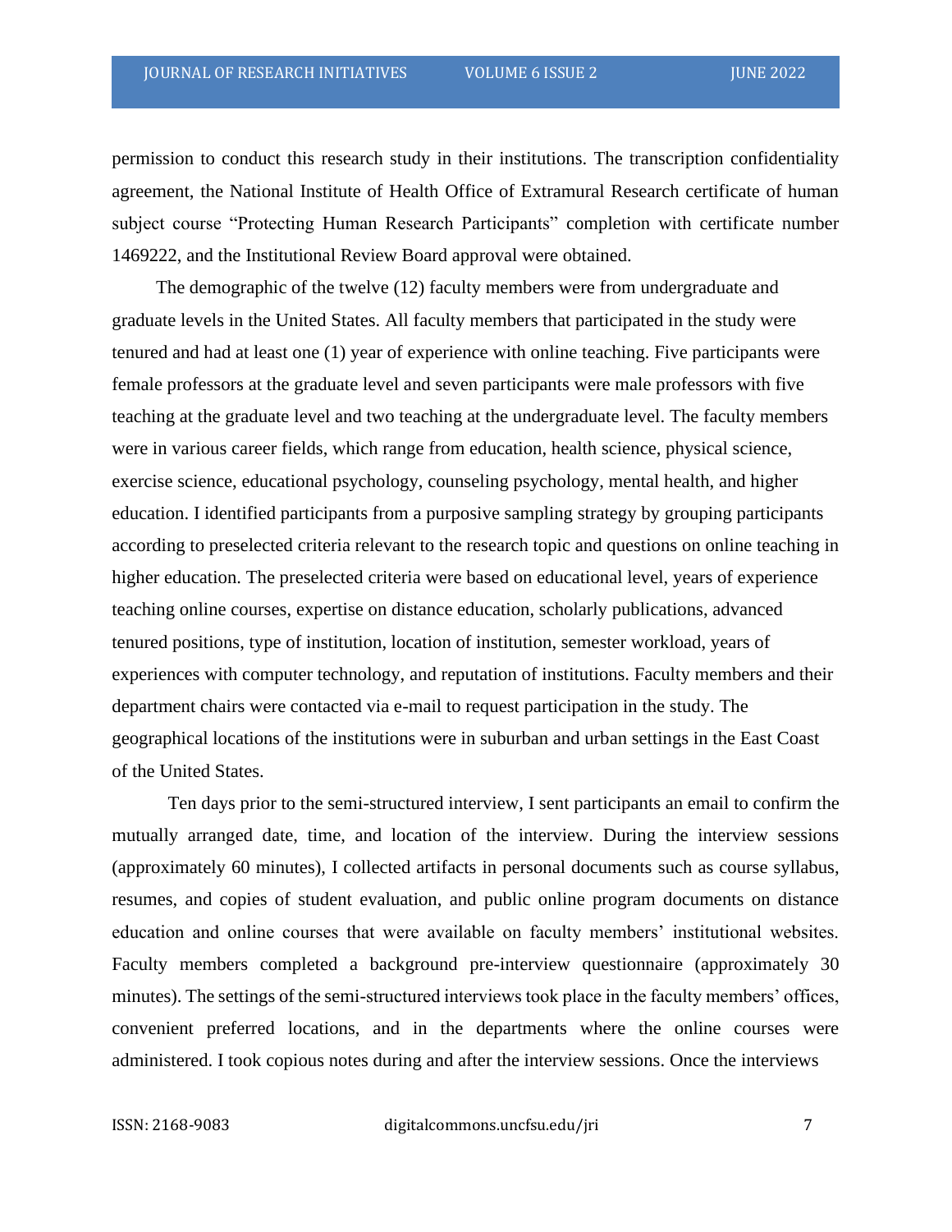permission to conduct this research study in their institutions. The transcription confidentiality agreement, the National Institute of Health Office of Extramural Research certificate of human subject course "Protecting Human Research Participants" completion with certificate number 1469222, and the Institutional Review Board approval were obtained.

The demographic of the twelve (12) faculty members were from undergraduate and graduate levels in the United States. All faculty members that participated in the study were tenured and had at least one (1) year of experience with online teaching. Five participants were female professors at the graduate level and seven participants were male professors with five teaching at the graduate level and two teaching at the undergraduate level. The faculty members were in various career fields, which range from education, health science, physical science, exercise science, educational psychology, counseling psychology, mental health, and higher education. I identified participants from a purposive sampling strategy by grouping participants according to preselected criteria relevant to the research topic and questions on online teaching in higher education. The preselected criteria were based on educational level, years of experience teaching online courses, expertise on distance education, scholarly publications, advanced tenured positions, type of institution, location of institution, semester workload, years of experiences with computer technology, and reputation of institutions. Faculty members and their department chairs were contacted via e-mail to request participation in the study. The geographical locations of the institutions were in suburban and urban settings in the East Coast of the United States.

Ten days prior to the semi-structured interview, I sent participants an email to confirm the mutually arranged date, time, and location of the interview. During the interview sessions (approximately 60 minutes), I collected artifacts in personal documents such as course syllabus, resumes, and copies of student evaluation, and public online program documents on distance education and online courses that were available on faculty members' institutional websites. Faculty members completed a background pre-interview questionnaire (approximately 30 minutes). The settings of the semi-structured interviews took place in the faculty members' offices, convenient preferred locations, and in the departments where the online courses were administered. I took copious notes during and after the interview sessions. Once the interviews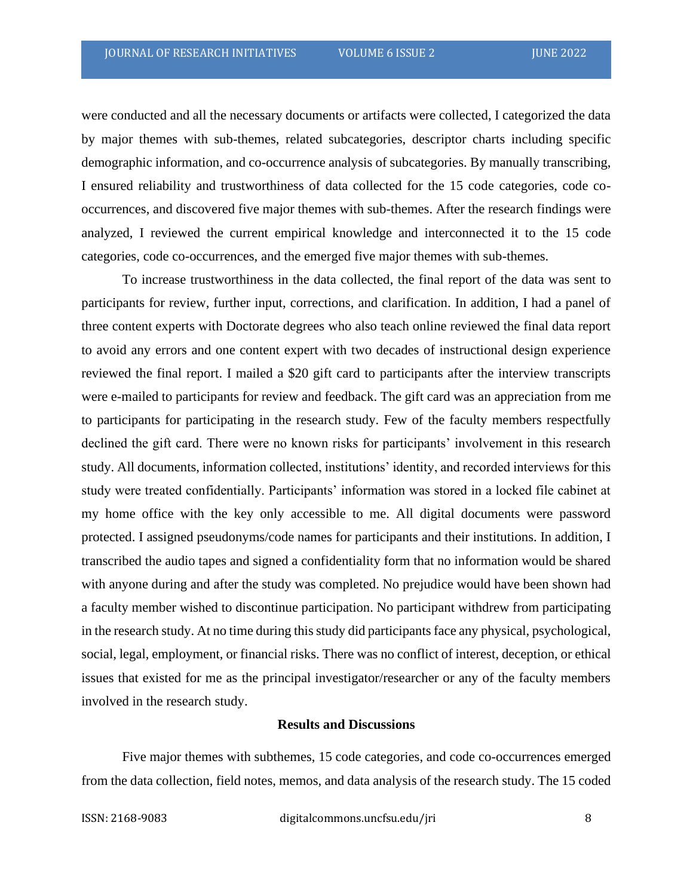were conducted and all the necessary documents or artifacts were collected, I categorized the data by major themes with sub-themes, related subcategories, descriptor charts including specific demographic information, and co-occurrence analysis of subcategories. By manually transcribing, I ensured reliability and trustworthiness of data collected for the 15 code categories, code co-occurrences, and discovered five major themes with sub-themes. After the research findings were analyzed, I reviewed the current empirical knowledge and interconnected it to the 15 code categories, code co-occurrences, and the emerged five major themes with sub-themes.

To increase trustworthiness in the data collected, the final report of the data was sent to participants for review, further input, corrections, and clarification. In addition, I had a panel of three content experts with Doctorate degrees who also teach online reviewed the final data report to avoid any errors and one content expert with two decades of instructional design experience reviewed the final report. I mailed a $20 gift card to participants after the interview transcripts were e-mailed to participants for review and feedback. The gift card was an appreciation from me to participants for participating in the research study. Few of the faculty members respectfully declined the gift card. There were no known risks for participants' involvement in this research study. All documents, information collected, institutions' identity, and recorded interviews for this study were treated confidentially. Participants' information was stored in a locked file cabinet at my home office with the key only accessible to me. All digital documents were password protected. I assigned pseudonyms/code names for participants and their institutions. In addition, I transcribed the audio tapes and signed a confidentiality form that no information would be shared with anyone during and after the study was completed. No prejudice would have been shown had a faculty member wished to discontinue participation. No participant withdrew from participating in the research study. At no time during this study did participants face any physical, psychological, social, legal, employment, or financial risks. There was no conflict of interest, deception, or ethical issues that existed for me as the principal investigator/researcher or any of the faculty members involved in the research study.

## Results and Discussions

Five major themes with subthemes, 15 code categories, and code co-occurrences emerged from the data collection, field notes, memos, and data analysis of the research study. The 15 coded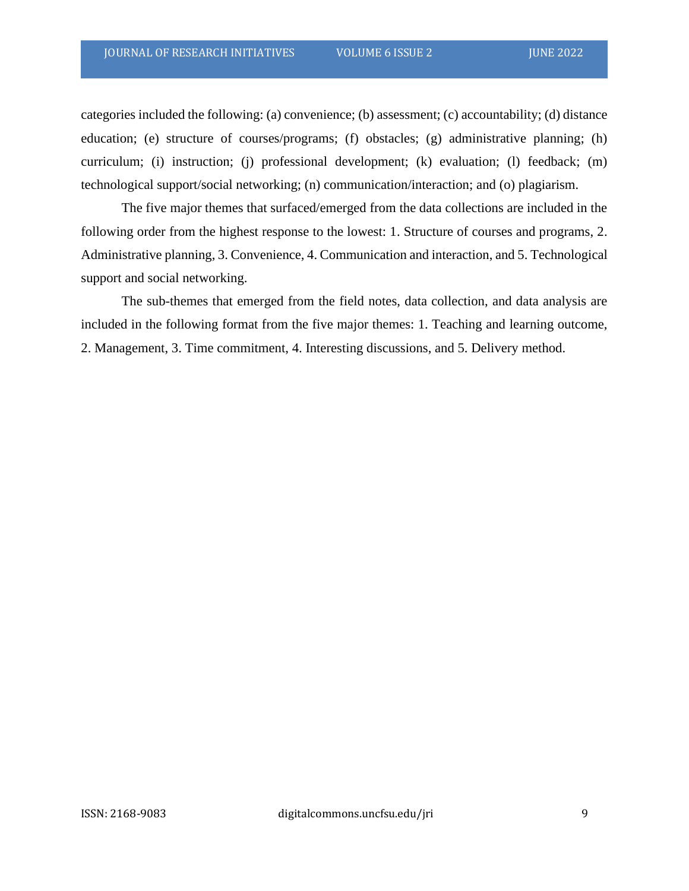categories included the following: (a) convenience; (b) assessment; (c) accountability; (d) distance education; (e) structure of courses/programs; (f) obstacles; (g) administrative planning; (h) curriculum; (i) instruction; (j) professional development; (k) evaluation; (l) feedback; (m) technological support/social networking; (n) communication/interaction; and (o) plagiarism.

The five major themes that surfaced/emerged from the data collections are included in the following order from the highest response to the lowest: 1. Structure of courses and programs, 2. Administrative planning, 3. Convenience, 4. Communication and interaction, and 5. Technological support and social networking.

The sub-themes that emerged from the field notes, data collection, and data analysis are included in the following format from the five major themes: 1. Teaching and learning outcome, 2. Management, 3. Time commitment, 4. Interesting discussions, and 5. Delivery method.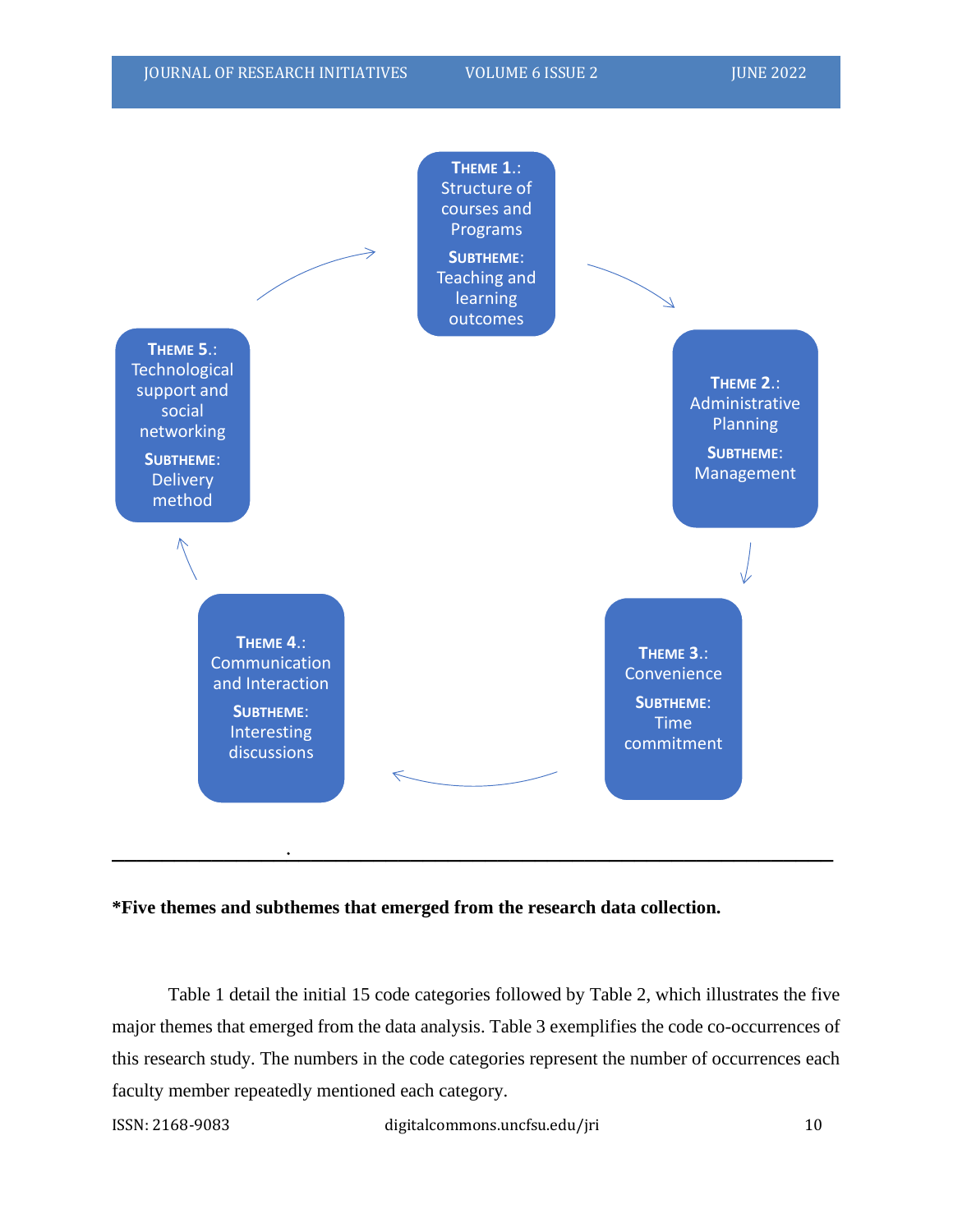**THEME 1.:** Structure of courses and Programs

**SUBTHEME:** Teaching and learning outcomes

**THEME 2.:** Administrative Planning

**SUBTHEME:** Management

**THEME 3.:** Convenience

**SUBTHEME:** Time commitment

**THEME 4.:** Communication and Interaction

**SUBTHEME:** Interesting discussions

**THEME 5.:** Technological support and social networking

**SUBTHEME:** Delivery method

**\*Five themes and subthemes that emerged from the research data collection.**

Table 1 detail the initial 15 code categories followed by Table 2, which illustrates the five major themes that emerged from the data analysis. Table 3 exemplifies the code co-occurrences of this research study. The numbers in the code categories represent the number of occurrences each faculty member repeatedly mentioned each category.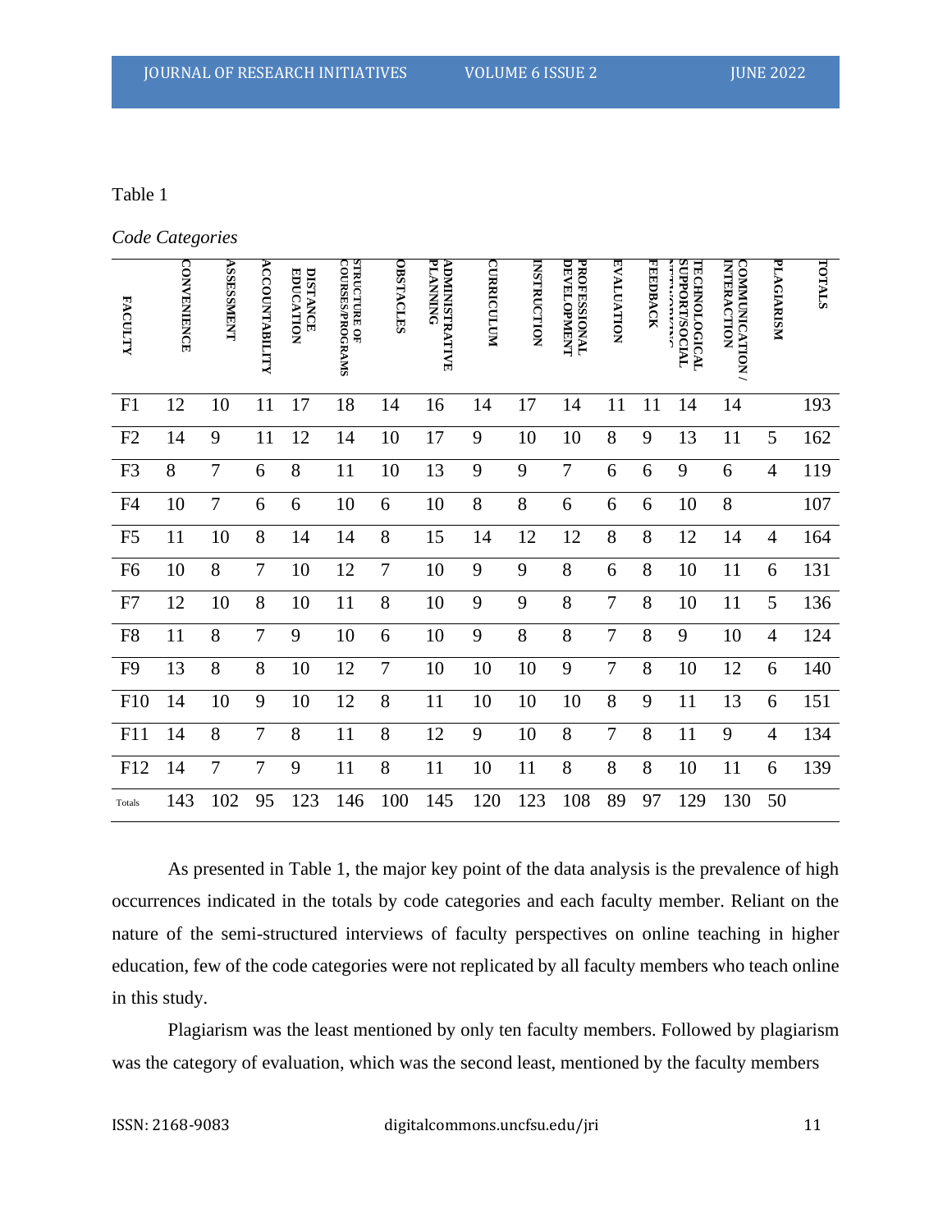Table 1

*Code Categories*

| FACULTY | CONVENIENCE | ASSESSMENT | ACCOUNTABILITY | DISTANCE EDUCATION | STRUCTURE OF COURSES/PROGRAMS | OBSTACLES | ADMINISTRATIVE PLANNING | CURRICULUM | INSTRUCTION | PROFESSIONAL DEVELOPMENT | EVALUATION | FEEDBACK | TECHNOLOGICAL SUPPORT/SOCIAL NETWORKING | COMMUNICATION / INTERACTION | PLAGIARISM | TOTALS |
|---|---|---|---|---|---|---|---|---|---|---|---|---|---|---|---|---|
| F1 | 12 | 10 | 11 | 17 | 18 | 14 | 16 | 14 | 17 | 14 | 11 | 11 | 14 | 14 | | 193 |
| F2 | 14 | 9 | 11 | 12 | 14 | 10 | 17 | 9 | 10 | 10 | 8 | 9 | 13 | 11 | 5 | 162 |
| F3 | 8 | 7 | 6 | 8 | 11 | 10 | 13 | 9 | 9 | 7 | 6 | 6 | 9 | 6 | 4 | 119 |
| F4 | 10 | 7 | 6 | 6 | 10 | 6 | 10 | 8 | 8 | 6 | 6 | 6 | 10 | 8 | | 107 |
| F5 | 11 | 10 | 8 | 14 | 14 | 8 | 15 | 14 | 12 | 12 | 8 | 8 | 12 | 14 | 4 | 164 |
| F6 | 10 | 8 | 7 | 10 | 12 | 7 | 10 | 9 | 9 | 8 | 6 | 8 | 10 | 11 | 6 | 131 |
| F7 | 12 | 10 | 8 | 10 | 11 | 8 | 10 | 9 | 9 | 8 | 7 | 8 | 10 | 11 | 5 | 136 |
| F8 | 11 | 8 | 7 | 9 | 10 | 6 | 10 | 9 | 8 | 8 | 7 | 8 | 9 | 10 | 4 | 124 |
| F9 | 13 | 8 | 8 | 10 | 12 | 7 | 10 | 10 | 10 | 9 | 7 | 8 | 10 | 12 | 6 | 140 |
| F10 | 14 | 10 | 9 | 10 | 12 | 8 | 11 | 10 | 10 | 10 | 8 | 9 | 11 | 13 | 6 | 151 |
| F11 | 14 | 8 | 7 | 8 | 11 | 8 | 12 | 9 | 10 | 8 | 7 | 8 | 11 | 9 | 4 | 134 |
| F12 | 14 | 7 | 7 | 9 | 11 | 8 | 11 | 10 | 11 | 8 | 8 | 8 | 10 | 11 | 6 | 139 |
| Totals | 143 | 102 | 95 | 123 | 146 | 100 | 145 | 120 | 123 | 108 | 89 | 97 | 129 | 130 | 50 | |

As presented in Table 1, the major key point of the data analysis is the prevalence of high occurrences indicated in the totals by code categories and each faculty member. Reliant on the nature of the semi-structured interviews of faculty perspectives on online teaching in higher education, few of the code categories were not replicated by all faculty members who teach online in this study.

Plagiarism was the least mentioned by only ten faculty members. Followed by plagiarism was the category of evaluation, which was the second least, mentioned by the faculty members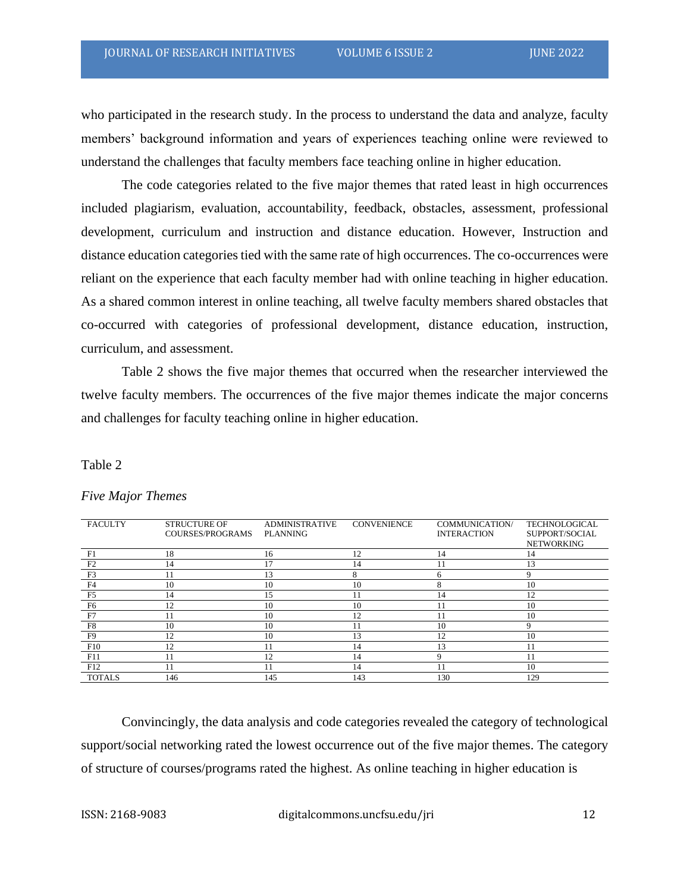who participated in the research study. In the process to understand the data and analyze, faculty members' background information and years of experiences teaching online were reviewed to understand the challenges that faculty members face teaching online in higher education.

The code categories related to the five major themes that rated least in high occurrences included plagiarism, evaluation, accountability, feedback, obstacles, assessment, professional development, curriculum and instruction and distance education. However, Instruction and distance education categories tied with the same rate of high occurrences. The co-occurrences were reliant on the experience that each faculty member had with online teaching in higher education. As a shared common interest in online teaching, all twelve faculty members shared obstacles that co-occurred with categories of professional development, distance education, instruction, curriculum, and assessment.

Table 2 shows the five major themes that occurred when the researcher interviewed the twelve faculty members. The occurrences of the five major themes indicate the major concerns and challenges for faculty teaching online in higher education.

Table 2

*Five Major Themes*

| FACULTY | STRUCTURE OF COURSES/PROGRAMS | ADMINISTRATIVE PLANNING | CONVENIENCE | COMMUNICATION/ INTERACTION | TECHNOLOGICAL SUPPORT/SOCIAL NETWORKING |
|---|---|---|---|---|---|
| F1 | 18 | 16 | 12 | 14 | 14 |
| F2 | 14 | 17 | 14 | 11 | 13 |
| F3 | 11 | 13 | 8 | 6 | 9 |
| F4 | 10 | 10 | 10 | 8 | 10 |
| F5 | 14 | 15 | 11 | 14 | 12 |
| F6 | 12 | 10 | 10 | 11 | 10 |
| F7 | 11 | 10 | 12 | 11 | 10 |
| F8 | 10 | 10 | 11 | 10 | 9 |
| F9 | 12 | 10 | 13 | 12 | 10 |
| F10 | 12 | 11 | 14 | 13 | 11 |
| F11 | 11 | 12 | 14 | 9 | 11 |
| F12 | 11 | 11 | 14 | 11 | 10 |
| TOTALS | 146 | 145 | 143 | 130 | 129 |

Convincingly, the data analysis and code categories revealed the category of technological support/social networking rated the lowest occurrence out of the five major themes. The category of structure of courses/programs rated the highest. As online teaching in higher education is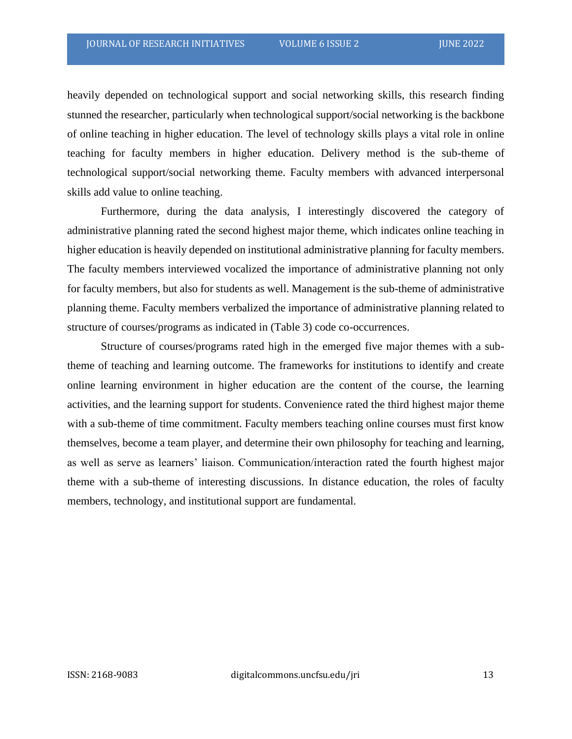heavily depended on technological support and social networking skills, this research finding stunned the researcher, particularly when technological support/social networking is the backbone of online teaching in higher education. The level of technology skills plays a vital role in online teaching for faculty members in higher education. Delivery method is the sub-theme of technological support/social networking theme. Faculty members with advanced interpersonal skills add value to online teaching.

Furthermore, during the data analysis, I interestingly discovered the category of administrative planning rated the second highest major theme, which indicates online teaching in higher education is heavily depended on institutional administrative planning for faculty members. The faculty members interviewed vocalized the importance of administrative planning not only for faculty members, but also for students as well. Management is the sub-theme of administrative planning theme. Faculty members verbalized the importance of administrative planning related to structure of courses/programs as indicated in (Table 3) code co-occurrences.

Structure of courses/programs rated high in the emerged five major themes with a sub-theme of teaching and learning outcome. The frameworks for institutions to identify and create online learning environment in higher education are the content of the course, the learning activities, and the learning support for students. Convenience rated the third highest major theme with a sub-theme of time commitment. Faculty members teaching online courses must first know themselves, become a team player, and determine their own philosophy for teaching and learning, as well as serve as learners' liaison. Communication/interaction rated the fourth highest major theme with a sub-theme of interesting discussions. In distance education, the roles of faculty members, technology, and institutional support are fundamental.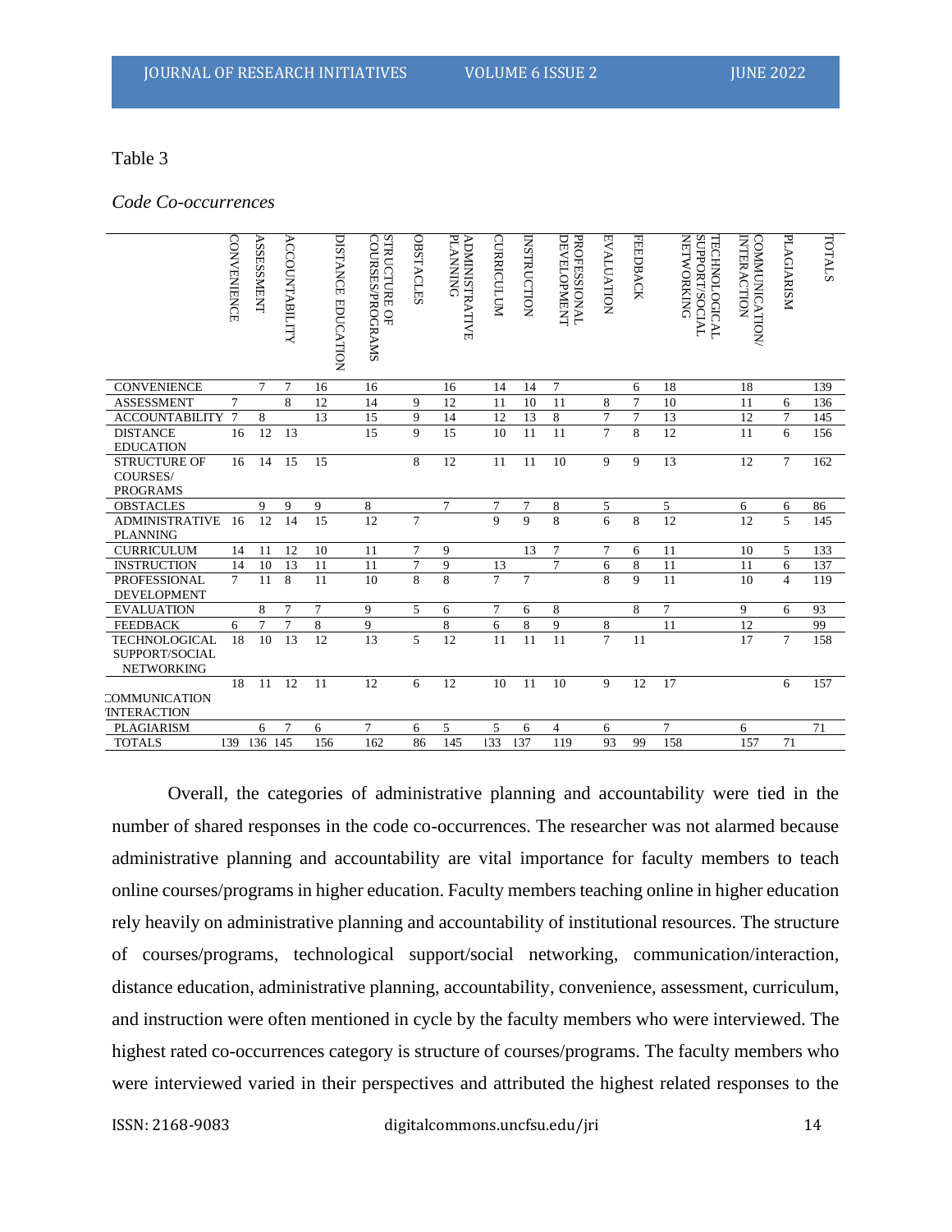Table 3

*Code Co-occurrences*

| | CONVENIENCE | ASSESSMENT | ACCOUNTABILITY | DISTANCE EDUCATION | STRUCTURE OF COURSES/PROGRAMS | OBSTACLES | ADMINISTRATIVE PLANNING | CURRICULUM | INSTRUCTION | PROFESSIONAL DEVELOPMENT | EVALUATION | FEEDBACK | TECHNOLOGICAL SUPPORT/SOCIAL NETWORKING | COMMUNICATION/ INTERACTION | PLAGIARISM | TOTALS |
|---|---|---|---|---|---|---|---|---|---|---|---|---|---|---|---|---|
| CONVENIENCE | | 7 | 7 | 16 | 16 | | 16 | 14 | 14 | 7 | | 6 | 18 | 18 | | 139 |
| ASSESSMENT | 7 | | 8 | 12 | 14 | 9 | 12 | 11 | 10 | 11 | 8 | 7 | 10 | 11 | 6 | 136 |
| ACCOUNTABILITY | 7 | 8 | | 13 | 15 | 9 | 14 | 12 | 13 | 8 | 7 | 7 | 13 | 12 | 7 | 145 |
| DISTANCE EDUCATION | 16 | 12 | 13 | | 15 | 9 | 15 | 10 | 11 | 11 | 7 | 8 | 12 | 11 | 6 | 156 |
| STRUCTURE OF COURSES/ PROGRAMS | 16 | 14 | 15 | 15 | | 8 | 12 | 11 | 11 | 10 | 9 | 9 | 13 | 12 | 7 | 162 |
| OBSTACLES | | 9 | 9 | 9 | 8 | | 7 | 7 | 7 | 8 | 5 | | 5 | 6 | 6 | 86 |
| ADMINISTRATIVE PLANNING | 16 | 12 | 14 | 15 | 12 | 7 | | 9 | 9 | 8 | 6 | 8 | 12 | 12 | 5 | 145 |
| CURRICULUM | 14 | 11 | 12 | 10 | 11 | 7 | 9 | | 13 | 7 | 7 | 6 | 11 | 10 | 5 | 133 |
| INSTRUCTION | 14 | 10 | 13 | 11 | 11 | 7 | 9 | 13 | | 7 | 6 | 8 | 11 | 11 | 6 | 137 |
| PROFESSIONAL DEVELOPMENT | 7 | 11 | 8 | 11 | 10 | 8 | 8 | 7 | 7 | | 8 | 9 | 11 | 10 | 4 | 119 |
| EVALUATION | | 8 | 7 | 7 | 9 | 5 | 6 | 7 | 6 | 8 | | 8 | 7 | 9 | 6 | 93 |
| FEEDBACK | 6 | 7 | 7 | 8 | 9 | | 8 | 6 | 8 | 9 | 8 | | 11 | 12 | | 99 |
| TECHNOLOGICAL SUPPORT/SOCIAL NETWORKING | 18 | 10 | 13 | 12 | 13 | 5 | 12 | 11 | 11 | 11 | 7 | 11 | | 17 | 7 | 158 |
| COMMUNICATION /INTERACTION | 18 | 11 | 12 | 11 | 12 | 6 | 12 | 10 | 11 | 10 | 9 | 12 | 17 | | 6 | 157 |
| PLAGIARISM | | 6 | 7 | 6 | 7 | 6 | 5 | 5 | 6 | 4 | 6 | | 7 | 6 | | 71 |
| TOTALS | 139 | 136 | 145 | 156 | 162 | 86 | 145 | 133 | 137 | 119 | 93 | 99 | 158 | 157 | 71 | |

Overall, the categories of administrative planning and accountability were tied in the number of shared responses in the code co-occurrences. The researcher was not alarmed because administrative planning and accountability are vital importance for faculty members to teach online courses/programs in higher education. Faculty members teaching online in higher education rely heavily on administrative planning and accountability of institutional resources. The structure of courses/programs, technological support/social networking, communication/interaction, distance education, administrative planning, accountability, convenience, assessment, curriculum, and instruction were often mentioned in cycle by the faculty members who were interviewed. The highest rated co-occurrences category is structure of courses/programs. The faculty members who were interviewed varied in their perspectives and attributed the highest related responses to the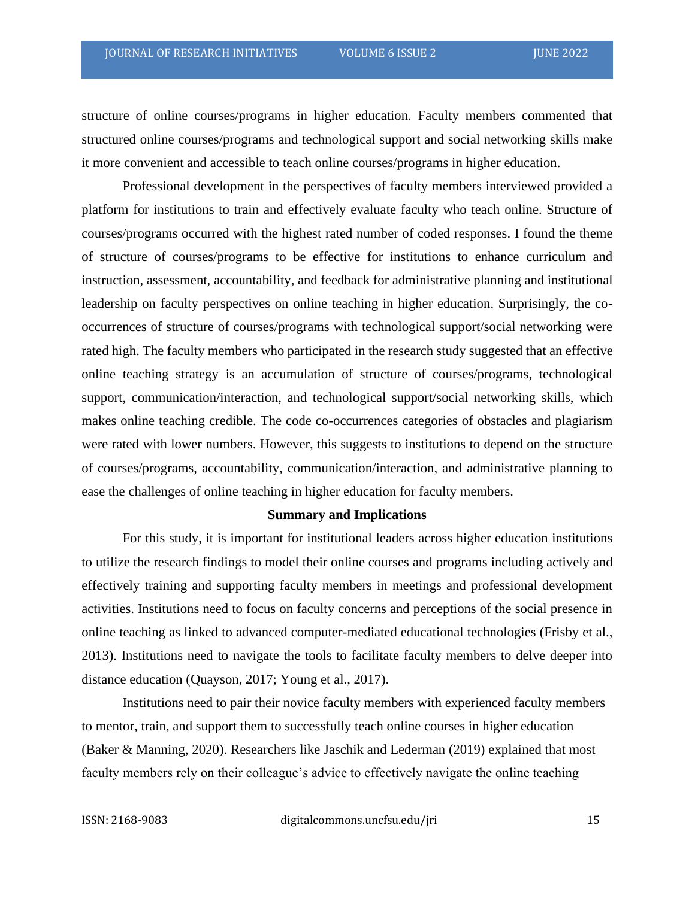structure of online courses/programs in higher education. Faculty members commented that structured online courses/programs and technological support and social networking skills make it more convenient and accessible to teach online courses/programs in higher education.

Professional development in the perspectives of faculty members interviewed provided a platform for institutions to train and effectively evaluate faculty who teach online. Structure of courses/programs occurred with the highest rated number of coded responses. I found the theme of structure of courses/programs to be effective for institutions to enhance curriculum and instruction, assessment, accountability, and feedback for administrative planning and institutional leadership on faculty perspectives on online teaching in higher education. Surprisingly, the co-occurrences of structure of courses/programs with technological support/social networking were rated high. The faculty members who participated in the research study suggested that an effective online teaching strategy is an accumulation of structure of courses/programs, technological support, communication/interaction, and technological support/social networking skills, which makes online teaching credible. The code co-occurrences categories of obstacles and plagiarism were rated with lower numbers. However, this suggests to institutions to depend on the structure of courses/programs, accountability, communication/interaction, and administrative planning to ease the challenges of online teaching in higher education for faculty members.

## Summary and Implications

For this study, it is important for institutional leaders across higher education institutions to utilize the research findings to model their online courses and programs including actively and effectively training and supporting faculty members in meetings and professional development activities. Institutions need to focus on faculty concerns and perceptions of the social presence in online teaching as linked to advanced computer-mediated educational technologies (Frisby et al., 2013). Institutions need to navigate the tools to facilitate faculty members to delve deeper into distance education (Quayson, 2017; Young et al., 2017).

Institutions need to pair their novice faculty members with experienced faculty members to mentor, train, and support them to successfully teach online courses in higher education (Baker & Manning, 2020). Researchers like Jaschik and Lederman (2019) explained that most faculty members rely on their colleague's advice to effectively navigate the online teaching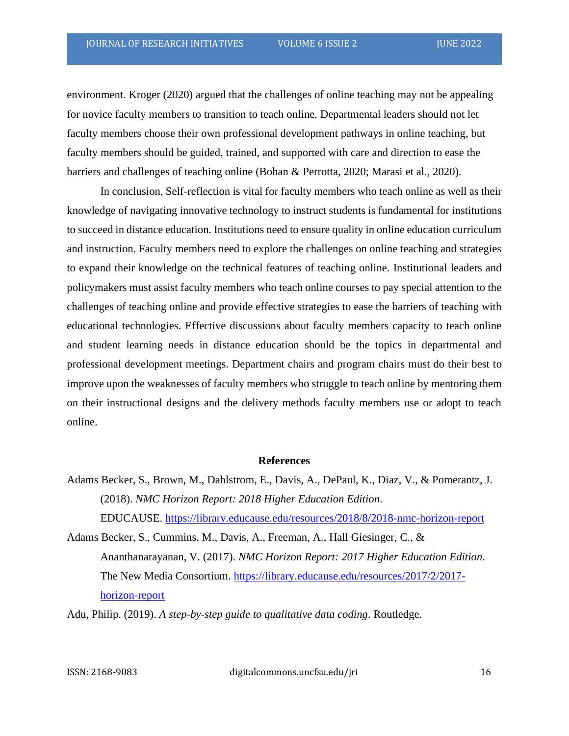environment. Kroger (2020) argued that the challenges of online teaching may not be appealing for novice faculty members to transition to teach online. Departmental leaders should not let faculty members choose their own professional development pathways in online teaching, but faculty members should be guided, trained, and supported with care and direction to ease the barriers and challenges of teaching online (Bohan & Perrotta, 2020; Marasi et al., 2020).

In conclusion, Self-reflection is vital for faculty members who teach online as well as their knowledge of navigating innovative technology to instruct students is fundamental for institutions to succeed in distance education. Institutions need to ensure quality in online education curriculum and instruction. Faculty members need to explore the challenges on online teaching and strategies to expand their knowledge on the technical features of teaching online. Institutional leaders and policymakers must assist faculty members who teach online courses to pay special attention to the challenges of teaching online and provide effective strategies to ease the barriers of teaching with educational technologies. Effective discussions about faculty members capacity to teach online and student learning needs in distance education should be the topics in departmental and professional development meetings. Department chairs and program chairs must do their best to improve upon the weaknesses of faculty members who struggle to teach online by mentoring them on their instructional designs and the delivery methods faculty members use or adopt to teach online.

## References

Adams Becker, S., Brown, M., Dahlstrom, E., Davis, A., DePaul, K., Diaz, V., & Pomerantz, J. (2018). *NMC Horizon Report: 2018 Higher Education Edition*. EDUCAUSE. https://library.educause.edu/resources/2018/8/2018-nmc-horizon-report

Adams Becker, S., Cummins, M., Davis, A., Freeman, A., Hall Giesinger, C., & Ananthanarayanan, V. (2017). *NMC Horizon Report: 2017 Higher Education Edition*. The New Media Consortium. https://library.educause.edu/resources/2017/2/2017-horizon-report

Adu, Philip. (2019). *A step-by-step guide to qualitative data coding*. Routledge.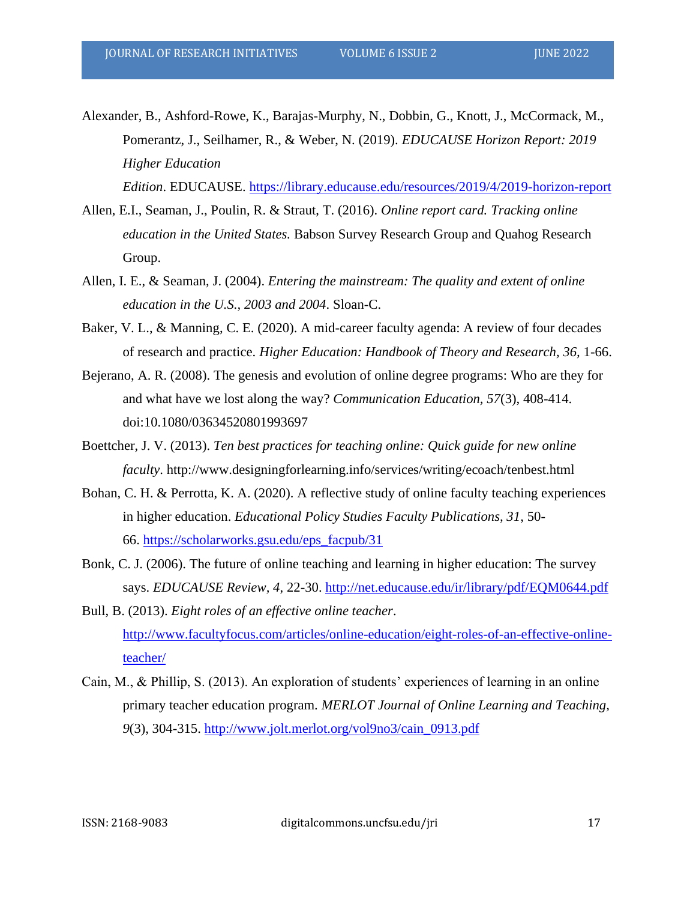Alexander, B., Ashford-Rowe, K., Barajas-Murphy, N., Dobbin, G., Knott, J., McCormack, M., Pomerantz, J., Seilhamer, R., & Weber, N. (2019). *EDUCAUSE Horizon Report: 2019 Higher Education Edition*. EDUCAUSE. https://library.educause.edu/resources/2019/4/2019-horizon-report

Allen, E.I., Seaman, J., Poulin, R. & Straut, T. (2016). *Online report card. Tracking online education in the United States.* Babson Survey Research Group and Quahog Research Group.

Allen, I. E., & Seaman, J. (2004). *Entering the mainstream: The quality and extent of online education in the U.S., 2003 and 2004*. Sloan-C.

Baker, V. L., & Manning, C. E. (2020). A mid-career faculty agenda: A review of four decades of research and practice. *Higher Education: Handbook of Theory and Research, 36,* 1-66.

Bejerano, A. R. (2008). The genesis and evolution of online degree programs: Who are they for and what have we lost along the way? *Communication Education, 57*(3), 408-414. doi:10.1080/03634520801993697

Boettcher, J. V. (2013). *Ten best practices for teaching online: Quick guide for new online faculty*. http://www.designingforlearning.info/services/writing/ecoach/tenbest.html

Bohan, C. H. & Perrotta, K. A. (2020). A reflective study of online faculty teaching experiences in higher education. *Educational Policy Studies Faculty Publications, 31*, 50-66. https://scholarworks.gsu.edu/eps_facpub/31

Bonk, C. J. (2006). The future of online teaching and learning in higher education: The survey says. *EDUCAUSE Review*, *4*, 22-30. http://net.educause.edu/ir/library/pdf/EQM0644.pdf

Bull, B. (2013). *Eight roles of an effective online teacher*. http://www.facultyfocus.com/articles/online-education/eight-roles-of-an-effective-online-teacher/

Cain, M., & Phillip, S. (2013). An exploration of students' experiences of learning in an online primary teacher education program. *MERLOT Journal of Online Learning and Teaching, 9*(3), 304-315. http://www.jolt.merlot.org/vol9no3/cain_0913.pdf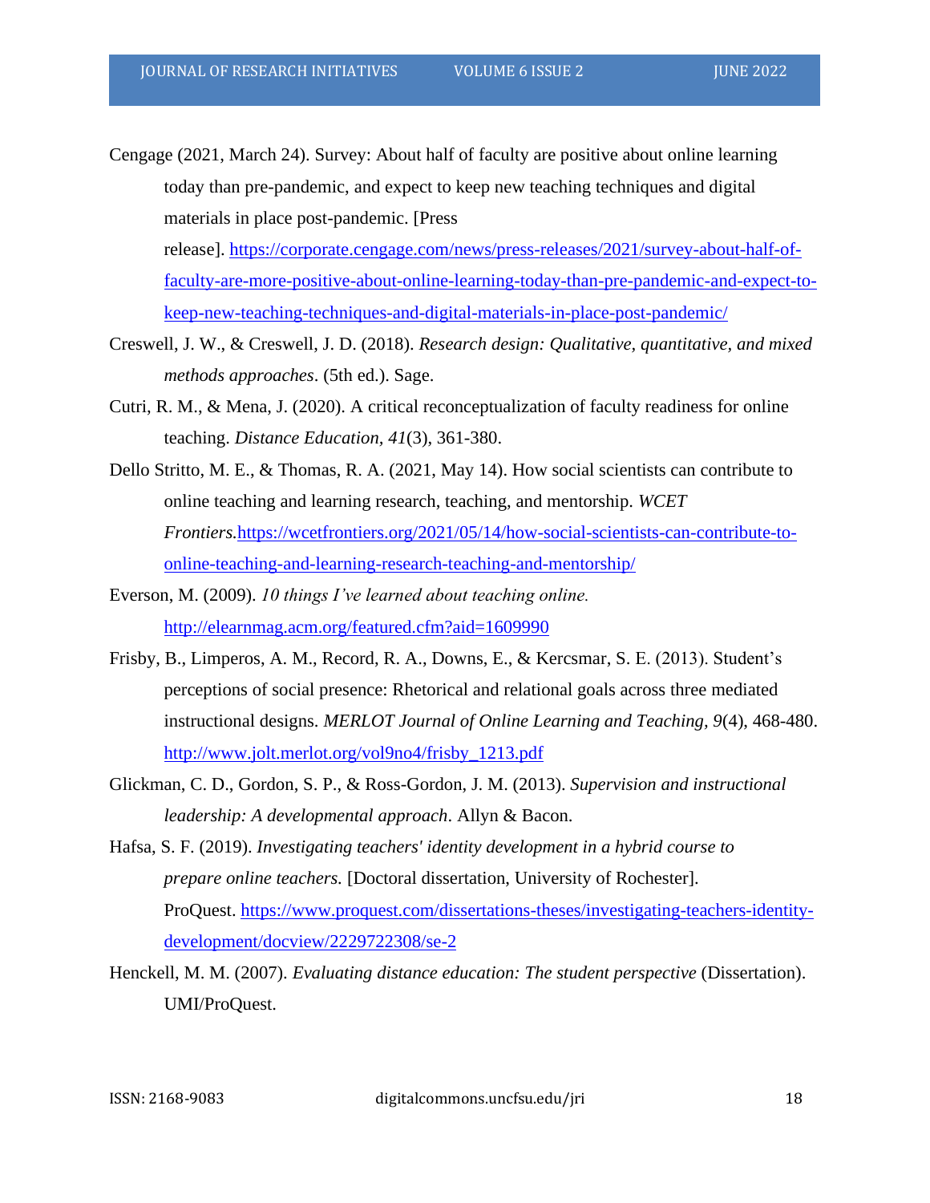Cengage (2021, March 24). Survey: About half of faculty are positive about online learning today than pre-pandemic, and expect to keep new teaching techniques and digital materials in place post-pandemic. [Press release]. https://corporate.cengage.com/news/press-releases/2021/survey-about-half-of-faculty-are-more-positive-about-online-learning-today-than-pre-pandemic-and-expect-to-keep-new-teaching-techniques-and-digital-materials-in-place-post-pandemic/

Creswell, J. W., & Creswell, J. D. (2018). *Research design: Qualitative, quantitative, and mixed methods approaches*. (5th ed.). Sage.

Cutri, R. M., & Mena, J. (2020). A critical reconceptualization of faculty readiness for online teaching. *Distance Education*, *41*(3), 361-380.

Dello Stritto, M. E., & Thomas, R. A. (2021, May 14). How social scientists can contribute to online teaching and learning research, teaching, and mentorship. *WCET Frontiers.*https://wcetfrontiers.org/2021/05/14/how-social-scientists-can-contribute-to-online-teaching-and-learning-research-teaching-and-mentorship/

Everson, M. (2009). *10 things I've learned about teaching online.* http://elearnmag.acm.org/featured.cfm?aid=1609990

Frisby, B., Limperos, A. M., Record, R. A., Downs, E., & Kercsmar, S. E. (2013). Student's perceptions of social presence: Rhetorical and relational goals across three mediated instructional designs. *MERLOT Journal of Online Learning and Teaching*, *9*(4), 468-480. http://www.jolt.merlot.org/vol9no4/frisby_1213.pdf

Glickman, C. D., Gordon, S. P., & Ross-Gordon, J. M. (2013). *Supervision and instructional leadership: A developmental approach*. Allyn & Bacon.

Hafsa, S. F. (2019). *Investigating teachers' identity development in a hybrid course to prepare online teachers.* [Doctoral dissertation, University of Rochester]. ProQuest. https://www.proquest.com/dissertations-theses/investigating-teachers-identity-development/docview/2229722308/se-2

Henckell, M. M. (2007). *Evaluating distance education: The student perspective* (Dissertation). UMI/ProQuest.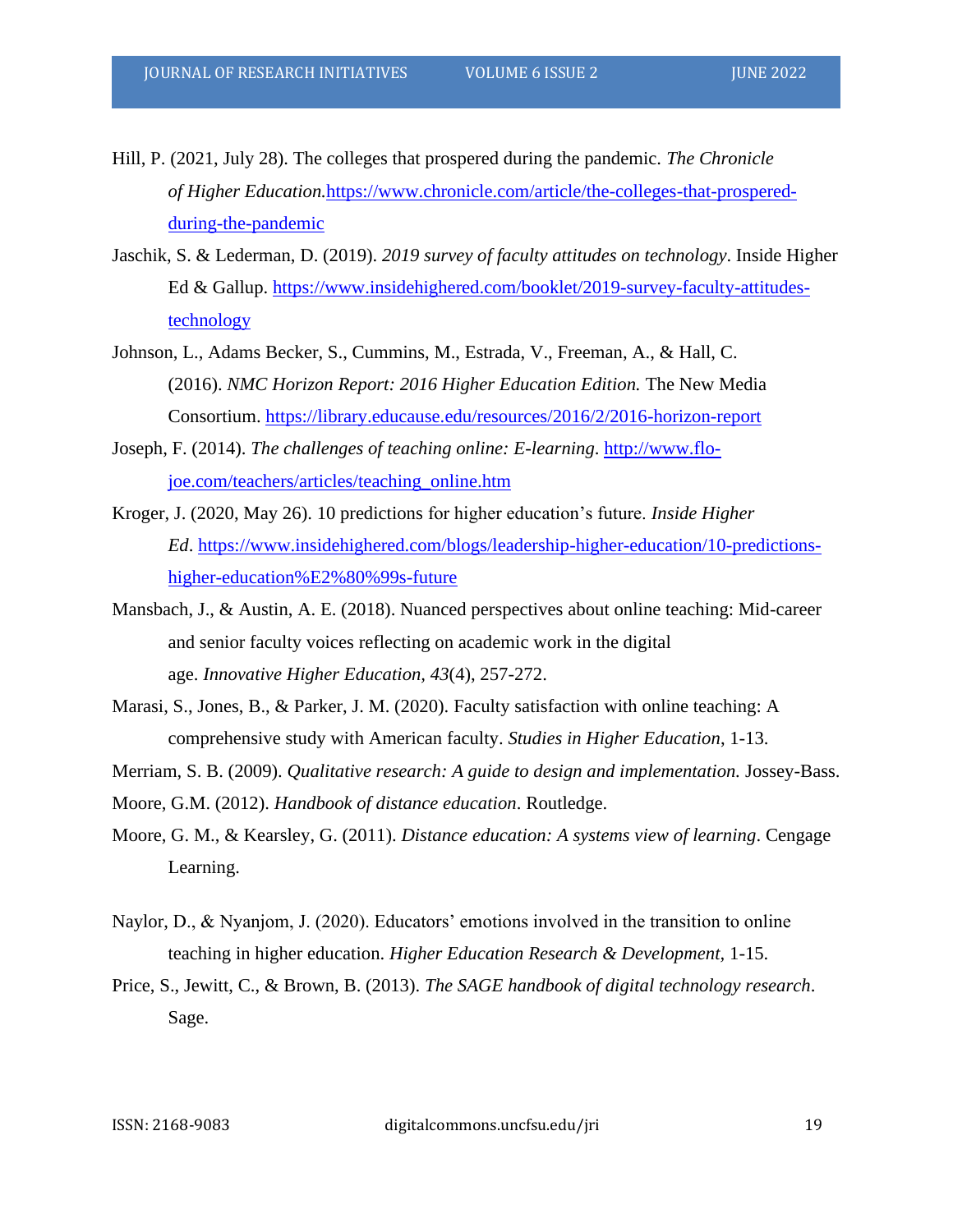Hill, P. (2021, July 28). The colleges that prospered during the pandemic. *The Chronicle of Higher Education.*https://www.chronicle.com/article/the-colleges-that-prospered-during-the-pandemic

Jaschik, S. & Lederman, D. (2019). *2019 survey of faculty attitudes on technology*. Inside Higher Ed & Gallup. https://www.insidehighered.com/booklet/2019-survey-faculty-attitudes-technology

Johnson, L., Adams Becker, S., Cummins, M., Estrada, V., Freeman, A., & Hall, C. (2016). *NMC Horizon Report: 2016 Higher Education Edition.* The New Media Consortium. https://library.educause.edu/resources/2016/2/2016-horizon-report

Joseph, F. (2014). *The challenges of teaching online: E-learning*. http://www.flo-joe.com/teachers/articles/teaching_online.htm

Kroger, J. (2020, May 26). 10 predictions for higher education's future. *Inside Higher Ed*. https://www.insidehighered.com/blogs/leadership-higher-education/10-predictions-higher-education%E2%80%99s-future

Mansbach, J., & Austin, A. E. (2018). Nuanced perspectives about online teaching: Mid-career and senior faculty voices reflecting on academic work in the digital age. *Innovative Higher Education*, *43*(4), 257-272.

Marasi, S., Jones, B., & Parker, J. M. (2020). Faculty satisfaction with online teaching: A comprehensive study with American faculty. *Studies in Higher Education*, 1-13.

Merriam, S. B. (2009). *Qualitative research: A guide to design and implementation.* Jossey-Bass.

Moore, G.M. (2012). *Handbook of distance education*. Routledge.

Moore, G. M., & Kearsley, G. (2011). *Distance education: A systems view of learning*. Cengage Learning.

Naylor, D., & Nyanjom, J. (2020). Educators' emotions involved in the transition to online teaching in higher education. *Higher Education Research & Development,* 1-15.

Price, S., Jewitt, C., & Brown, B. (2013). *The SAGE handbook of digital technology research*. Sage.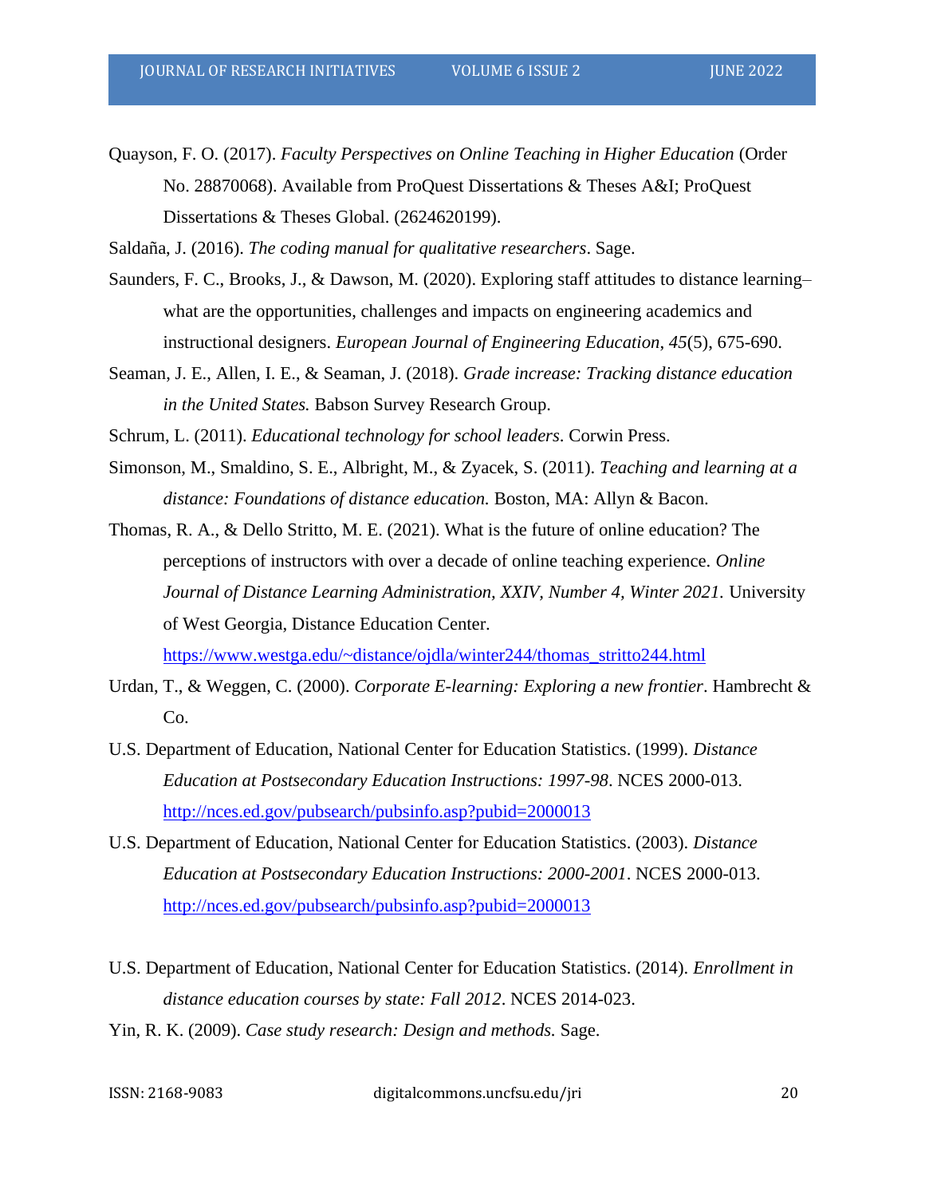Quayson, F. O. (2017). *Faculty Perspectives on Online Teaching in Higher Education* (Order No. 28870068). Available from ProQuest Dissertations & Theses A&I; ProQuest Dissertations & Theses Global. (2624620199).

Saldaña, J. (2016). *The coding manual for qualitative researchers*. Sage.

Saunders, F. C., Brooks, J., & Dawson, M. (2020). Exploring staff attitudes to distance learning– what are the opportunities, challenges and impacts on engineering academics and instructional designers. *European Journal of Engineering Education*, *45*(5), 675-690.

Seaman, J. E., Allen, I. E., & Seaman, J. (2018). *Grade increase: Tracking distance education in the United States.* Babson Survey Research Group.

Schrum, L. (2011). *Educational technology for school leaders*. Corwin Press.

Simonson, M., Smaldino, S. E., Albright, M., & Zyacek, S. (2011). *Teaching and learning at a distance: Foundations of distance education.* Boston, MA: Allyn & Bacon.

Thomas, R. A., & Dello Stritto, M. E. (2021). What is the future of online education? The perceptions of instructors with over a decade of online teaching experience. *Online Journal of Distance Learning Administration, XXIV, Number 4, Winter 2021.* University of West Georgia, Distance Education Center. https://www.westga.edu/~distance/ojdla/winter244/thomas_stritto244.html

Urdan, T., & Weggen, C. (2000). *Corporate E-learning: Exploring a new frontier*. Hambrecht & Co.

U.S. Department of Education, National Center for Education Statistics. (1999). *Distance Education at Postsecondary Education Instructions: 1997-98*. NCES 2000-013. http://nces.ed.gov/pubsearch/pubsinfo.asp?pubid=2000013

U.S. Department of Education, National Center for Education Statistics. (2003). *Distance Education at Postsecondary Education Instructions: 2000-2001*. NCES 2000-013. http://nces.ed.gov/pubsearch/pubsinfo.asp?pubid=2000013

U.S. Department of Education, National Center for Education Statistics. (2014). *Enrollment in distance education courses by state: Fall 2012*. NCES 2014-023.

Yin, R. K. (2009). *Case study research: Design and methods.* Sage.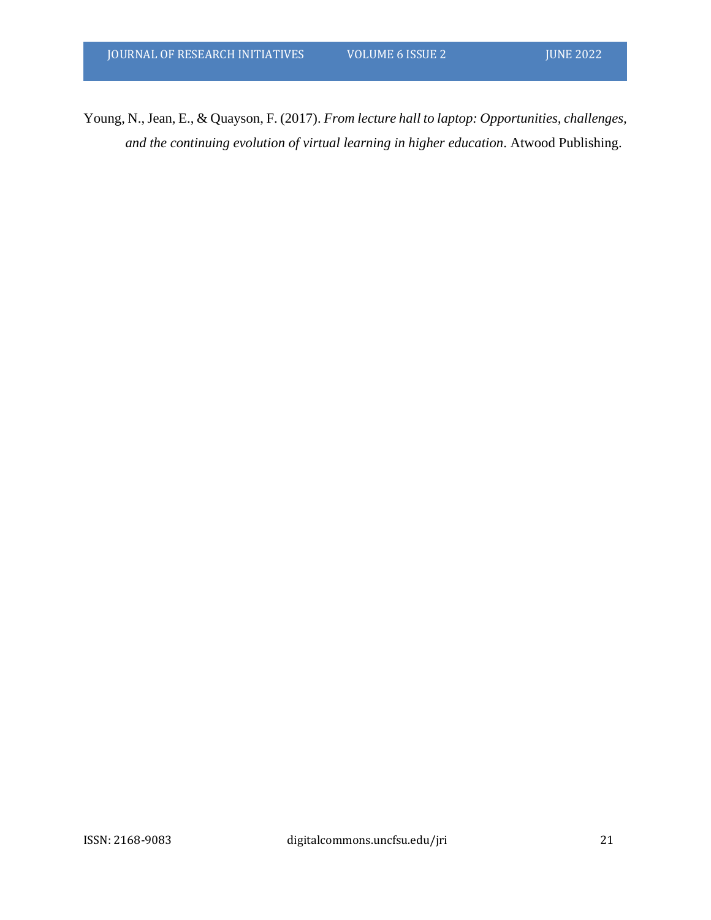Young, N., Jean, E., & Quayson, F. (2017). *From lecture hall to laptop: Opportunities, challenges, and the continuing evolution of virtual learning in higher education*. Atwood Publishing.